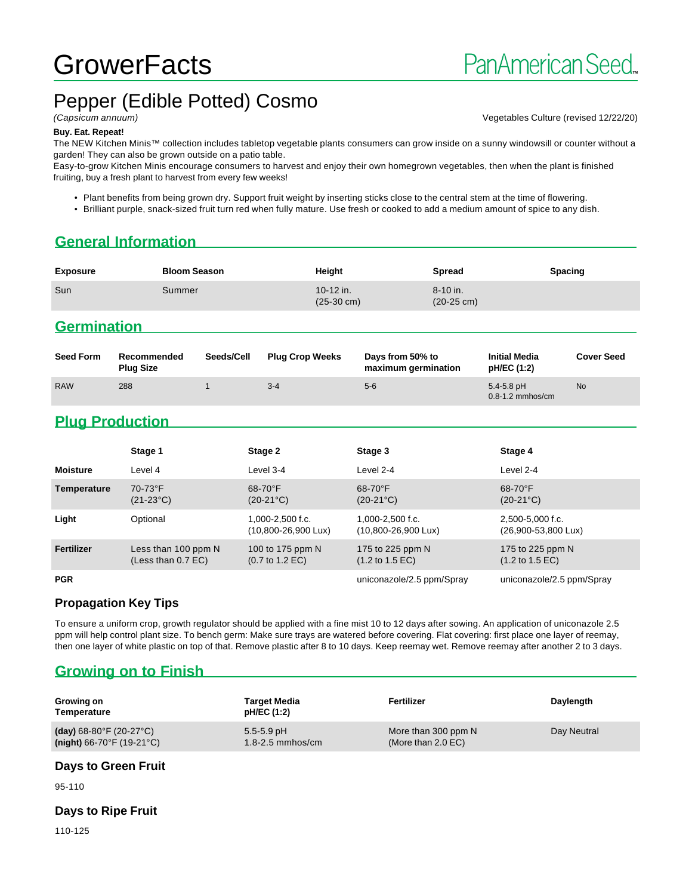# GrowerFacts

PanAmerican Seed

## Pepper (Edible Potted) Cosmo

*(Capsicum annuum)*

Vegetables Culture (revised 12/22/20)

**Buy. Eat. Repeat!**

The NEW Kitchen Minis™ collection includes tabletop vegetable plants consumers can grow inside on a sunny windowsill or counter without a garden! They can also be grown outside on a patio table.
Easy-to-grow Kitchen Minis encourage consumers to harvest and enjoy their own homegrown vegetables, then when the plant is finished fruiting, buy a fresh plant to harvest from every few weeks!

- Plant benefits from being grown dry. Support fruit weight by inserting sticks close to the central stem at the time of flowering.
- Brilliant purple, snack-sized fruit turn red when fully mature. Use fresh or cooked to add a medium amount of spice to any dish.

## General Information

| Exposure | Bloom Season | Height | Spread | Spacing |
|---|---|---|---|---|
| Sun | Summer | 10-12 in. (25-30 cm) | 8-10 in. (20-25 cm) | |

## Germination

| Seed Form | Recommended Plug Size | Seeds/Cell | Plug Crop Weeks | Days from 50% to maximum germination | Initial Media pH/EC (1:2) | Cover Seed |
|---|---|---|---|---|---|---|
| RAW | 288 | 1 | 3-4 | 5-6 | 5.4-5.8 pH 0.8-1.2 mmhos/cm | No |

## Plug Production

| | Stage 1 | Stage 2 | Stage 3 | Stage 4 |
|---|---|---|---|---|
| **Moisture** | Level 4 | Level 3-4 | Level 2-4 | Level 2-4 |
| **Temperature** | 70-73°F (21-23°C) | 68-70°F (20-21°C) | 68-70°F (20-21°C) | 68-70°F (20-21°C) |
| **Light** | Optional | 1,000-2,500 f.c. (10,800-26,900 Lux) | 1,000-2,500 f.c. (10,800-26,900 Lux) | 2,500-5,000 f.c. (26,900-53,800 Lux) |
| **Fertilizer** | Less than 100 ppm N (Less than 0.7 EC) | 100 to 175 ppm N (0.7 to 1.2 EC) | 175 to 225 ppm N (1.2 to 1.5 EC) | 175 to 225 ppm N (1.2 to 1.5 EC) |
| **PGR** | | | uniconazole/2.5 ppm/Spray | uniconazole/2.5 ppm/Spray |

### Propagation Key Tips

To ensure a uniform crop, growth regulator should be applied with a fine mist 10 to 12 days after sowing. An application of uniconazole 2.5 ppm will help control plant size. To bench germ: Make sure trays are watered before covering. Flat covering: first place one layer of reemay, then one layer of white plastic on top of that. Remove plastic after 8 to 10 days. Keep reemay wet. Remove reemay after another 2 to 3 days.

## Growing on to Finish

| Growing on Temperature | Target Media pH/EC (1:2) | Fertilizer | Daylength |
|---|---|---|---|
| **(day)** 68-80°F (20-27°C) **(night)** 66-70°F (19-21°C) | 5.5-5.9 pH 1.8-2.5 mmhos/cm | More than 300 ppm N (More than 2.0 EC) | Day Neutral |

### Days to Green Fruit

95-110

### Days to Ripe Fruit

110-125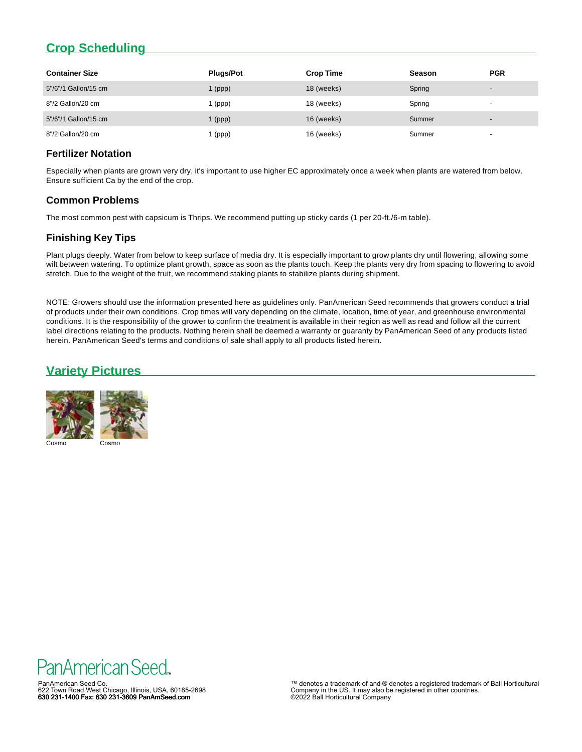## Crop Scheduling

| Container Size | Plugs/Pot | Crop Time | Season | PGR |
| --- | --- | --- | --- | --- |
| 5"/6"/1 Gallon/15 cm | 1 (ppp) | 18 (weeks) | Spring | - |
| 8"/2 Gallon/20 cm | 1 (ppp) | 18 (weeks) | Spring | - |
| 5"/6"/1 Gallon/15 cm | 1 (ppp) | 16 (weeks) | Summer | - |
| 8"/2 Gallon/20 cm | 1 (ppp) | 16 (weeks) | Summer | - |

### Fertilizer Notation

Especially when plants are grown very dry, it's important to use higher EC approximately once a week when plants are watered from below. Ensure sufficient Ca by the end of the crop.

### Common Problems

The most common pest with capsicum is Thrips. We recommend putting up sticky cards (1 per 20-ft./6-m table).

### Finishing Key Tips

Plant plugs deeply. Water from below to keep surface of media dry. It is especially important to grow plants dry until flowering, allowing some wilt between watering. To optimize plant growth, space as soon as the plants touch. Keep the plants very dry from spacing to flowering to avoid stretch. Due to the weight of the fruit, we recommend staking plants to stabilize plants during shipment.

NOTE: Growers should use the information presented here as guidelines only. PanAmerican Seed recommends that growers conduct a trial of products under their own conditions. Crop times will vary depending on the climate, location, time of year, and greenhouse environmental conditions. It is the responsibility of the grower to confirm the treatment is available in their region as well as read and follow all the current label directions relating to the products. Nothing herein shall be deemed a warranty or guaranty by PanAmerican Seed of any products listed herein. PanAmerican Seed's terms and conditions of sale shall apply to all products listed herein.

## Variety Pictures

Cosmo

Cosmo

PanAmerican Seed.

PanAmerican Seed Co.
622 Town Road,West Chicago, Illinois, USA, 60185-2698
**630 231-1400 Fax: 630 231-3609 PanAmSeed.com**

™ denotes a trademark of and ® denotes a registered trademark of Ball Horticultural Company in the US. It may also be registered in other countries.
©2022 Ball Horticultural Company